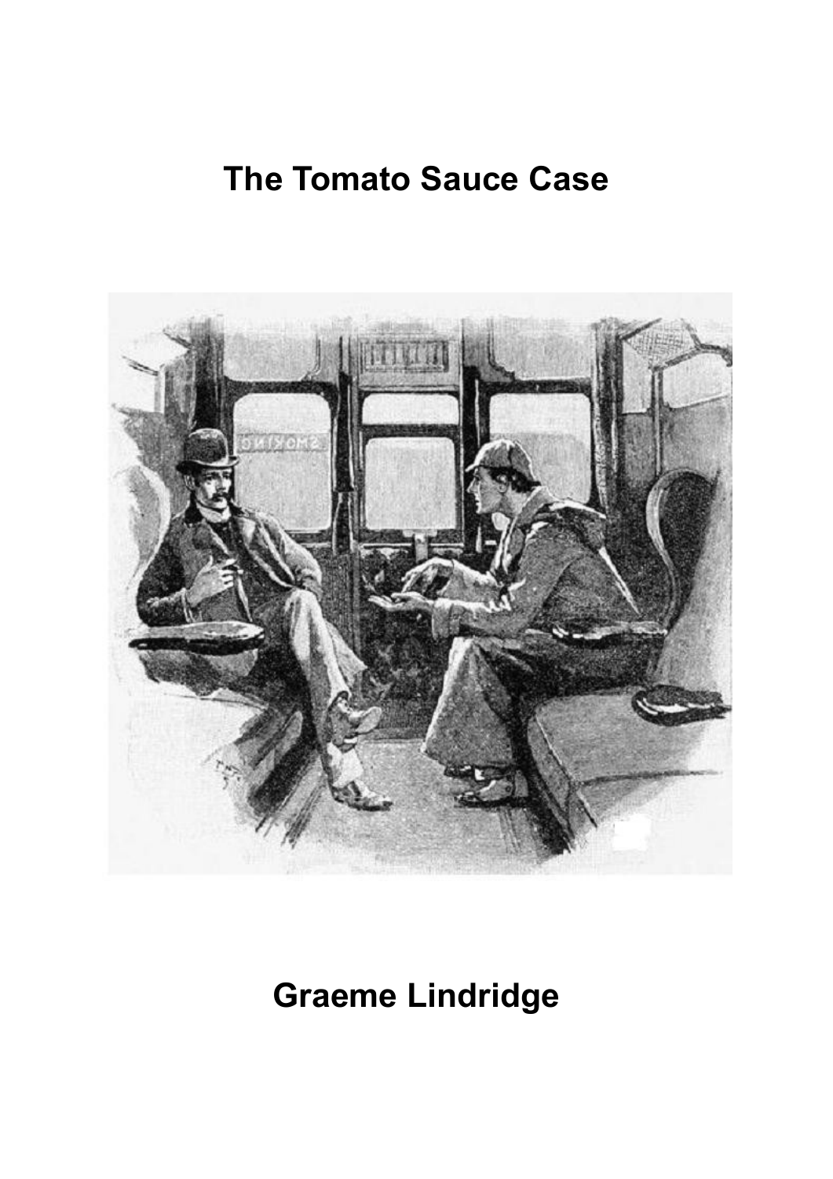# The Tomato Sauce Case

## Graeme Lindridge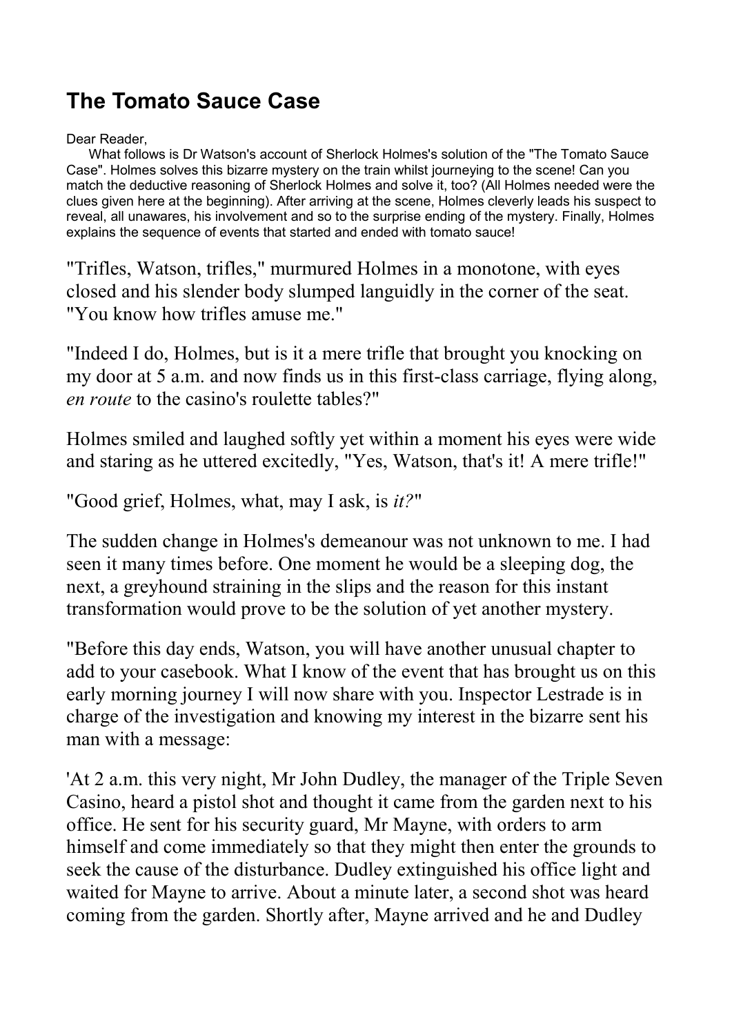# The Tomato Sauce Case

Dear Reader,

What follows is Dr Watson's account of Sherlock Holmes's solution of the "The Tomato Sauce Case". Holmes solves this bizarre mystery on the train whilst journeying to the scene! Can you match the deductive reasoning of Sherlock Holmes and solve it, too? (All Holmes needed were the clues given here at the beginning). After arriving at the scene, Holmes cleverly leads his suspect to reveal, all unawares, his involvement and so to the surprise ending of the mystery. Finally, Holmes explains the sequence of events that started and ended with tomato sauce!

"Trifles, Watson, trifles," murmured Holmes in a monotone, with eyes closed and his slender body slumped languidly in the corner of the seat. "You know how trifles amuse me."

"Indeed I do, Holmes, but is it a mere trifle that brought you knocking on my door at 5 a.m. and now finds us in this first-class carriage, flying along, *en route* to the casino's roulette tables?"

Holmes smiled and laughed softly yet within a moment his eyes were wide and staring as he uttered excitedly, "Yes, Watson, that's it! A mere trifle!"

"Good grief, Holmes, what, may I ask, is *it?*"

The sudden change in Holmes's demeanour was not unknown to me. I had seen it many times before. One moment he would be a sleeping dog, the next, a greyhound straining in the slips and the reason for this instant transformation would prove to be the solution of yet another mystery.

"Before this day ends, Watson, you will have another unusual chapter to add to your casebook. What I know of the event that has brought us on this early morning journey I will now share with you. Inspector Lestrade is in charge of the investigation and knowing my interest in the bizarre sent his man with a message:

'At 2 a.m. this very night, Mr John Dudley, the manager of the Triple Seven Casino, heard a pistol shot and thought it came from the garden next to his office. He sent for his security guard, Mr Mayne, with orders to arm himself and come immediately so that they might then enter the grounds to seek the cause of the disturbance. Dudley extinguished his office light and waited for Mayne to arrive. About a minute later, a second shot was heard coming from the garden. Shortly after, Mayne arrived and he and Dudley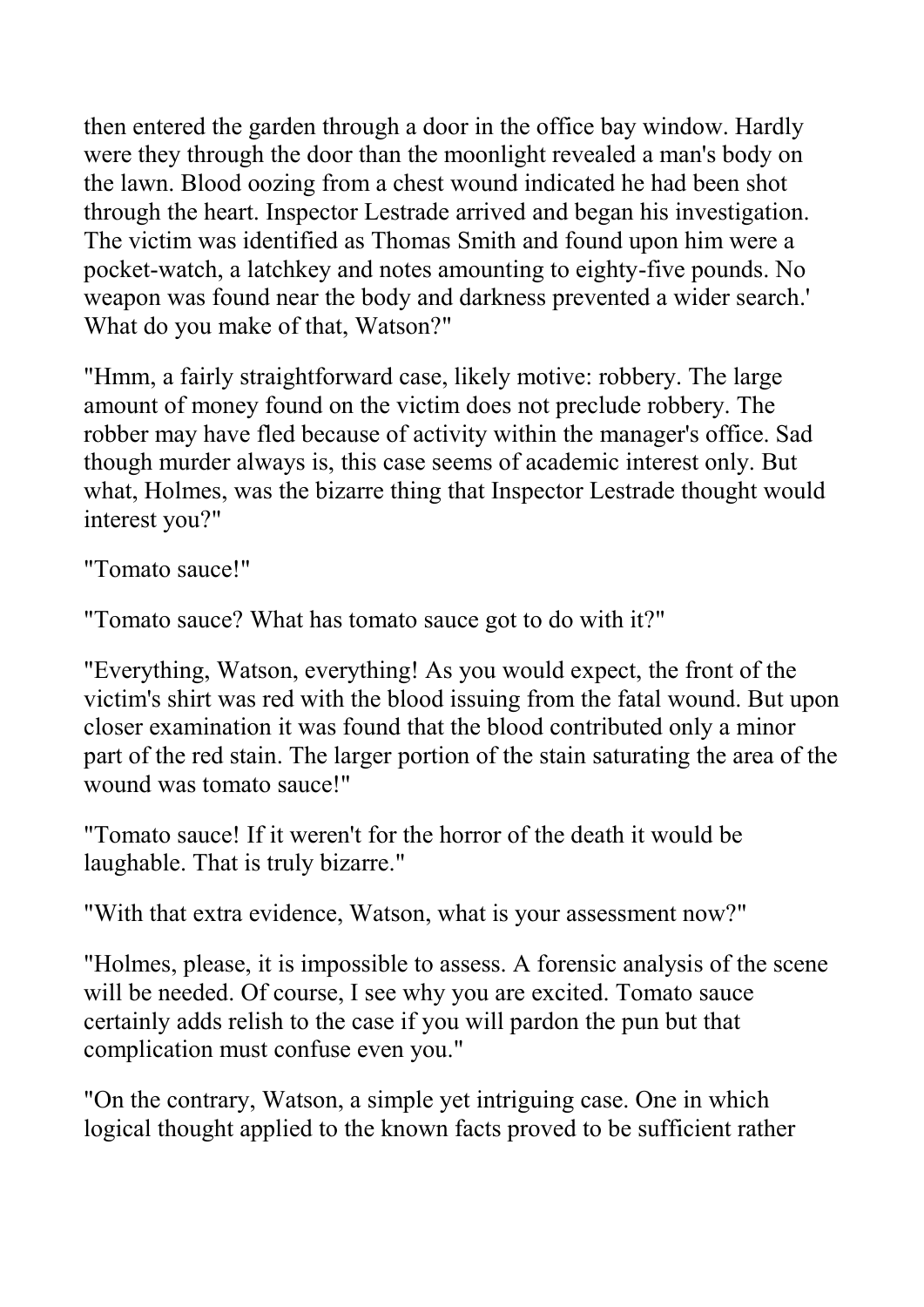then entered the garden through a door in the office bay window. Hardly were they through the door than the moonlight revealed a man's body on the lawn. Blood oozing from a chest wound indicated he had been shot through the heart. Inspector Lestrade arrived and began his investigation. The victim was identified as Thomas Smith and found upon him were a pocket-watch, a latchkey and notes amounting to eighty-five pounds. No weapon was found near the body and darkness prevented a wider search.' What do you make of that, Watson?"

"Hmm, a fairly straightforward case, likely motive: robbery. The large amount of money found on the victim does not preclude robbery. The robber may have fled because of activity within the manager's office. Sad though murder always is, this case seems of academic interest only. But what, Holmes, was the bizarre thing that Inspector Lestrade thought would interest you?"

"Tomato sauce!"

"Tomato sauce? What has tomato sauce got to do with it?"

"Everything, Watson, everything! As you would expect, the front of the victim's shirt was red with the blood issuing from the fatal wound. But upon closer examination it was found that the blood contributed only a minor part of the red stain. The larger portion of the stain saturating the area of the wound was tomato sauce!"

"Tomato sauce! If it weren't for the horror of the death it would be laughable. That is truly bizarre."

"With that extra evidence, Watson, what is your assessment now?"

"Holmes, please, it is impossible to assess. A forensic analysis of the scene will be needed. Of course, I see why you are excited. Tomato sauce certainly adds relish to the case if you will pardon the pun but that complication must confuse even you."

"On the contrary, Watson, a simple yet intriguing case. One in which logical thought applied to the known facts proved to be sufficient rather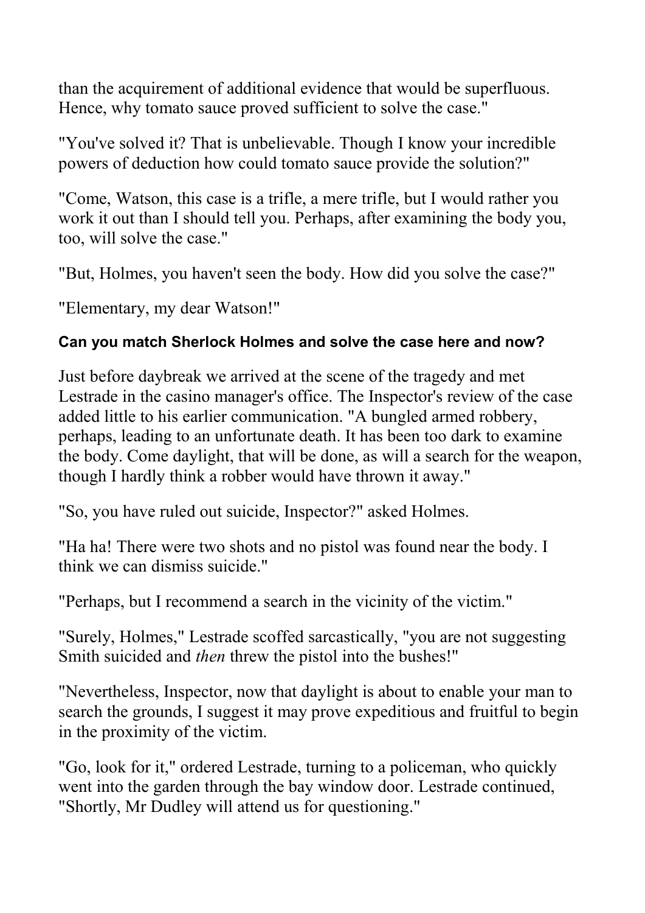than the acquirement of additional evidence that would be superfluous. Hence, why tomato sauce proved sufficient to solve the case."

"You've solved it? That is unbelievable. Though I know your incredible powers of deduction how could tomato sauce provide the solution?"

"Come, Watson, this case is a trifle, a mere trifle, but I would rather you work it out than I should tell you. Perhaps, after examining the body you, too, will solve the case."

"But, Holmes, you haven't seen the body. How did you solve the case?"

"Elementary, my dear Watson!"

**Can you match Sherlock Holmes and solve the case here and now?**

Just before daybreak we arrived at the scene of the tragedy and met Lestrade in the casino manager's office. The Inspector's review of the case added little to his earlier communication. "A bungled armed robbery, perhaps, leading to an unfortunate death. It has been too dark to examine the body. Come daylight, that will be done, as will a search for the weapon, though I hardly think a robber would have thrown it away."

"So, you have ruled out suicide, Inspector?" asked Holmes.

"Ha ha! There were two shots and no pistol was found near the body. I think we can dismiss suicide."

"Perhaps, but I recommend a search in the vicinity of the victim."

"Surely, Holmes," Lestrade scoffed sarcastically, "you are not suggesting Smith suicided and *then* threw the pistol into the bushes!"

"Nevertheless, Inspector, now that daylight is about to enable your man to search the grounds, I suggest it may prove expeditious and fruitful to begin in the proximity of the victim.

"Go, look for it," ordered Lestrade, turning to a policeman, who quickly went into the garden through the bay window door. Lestrade continued, "Shortly, Mr Dudley will attend us for questioning."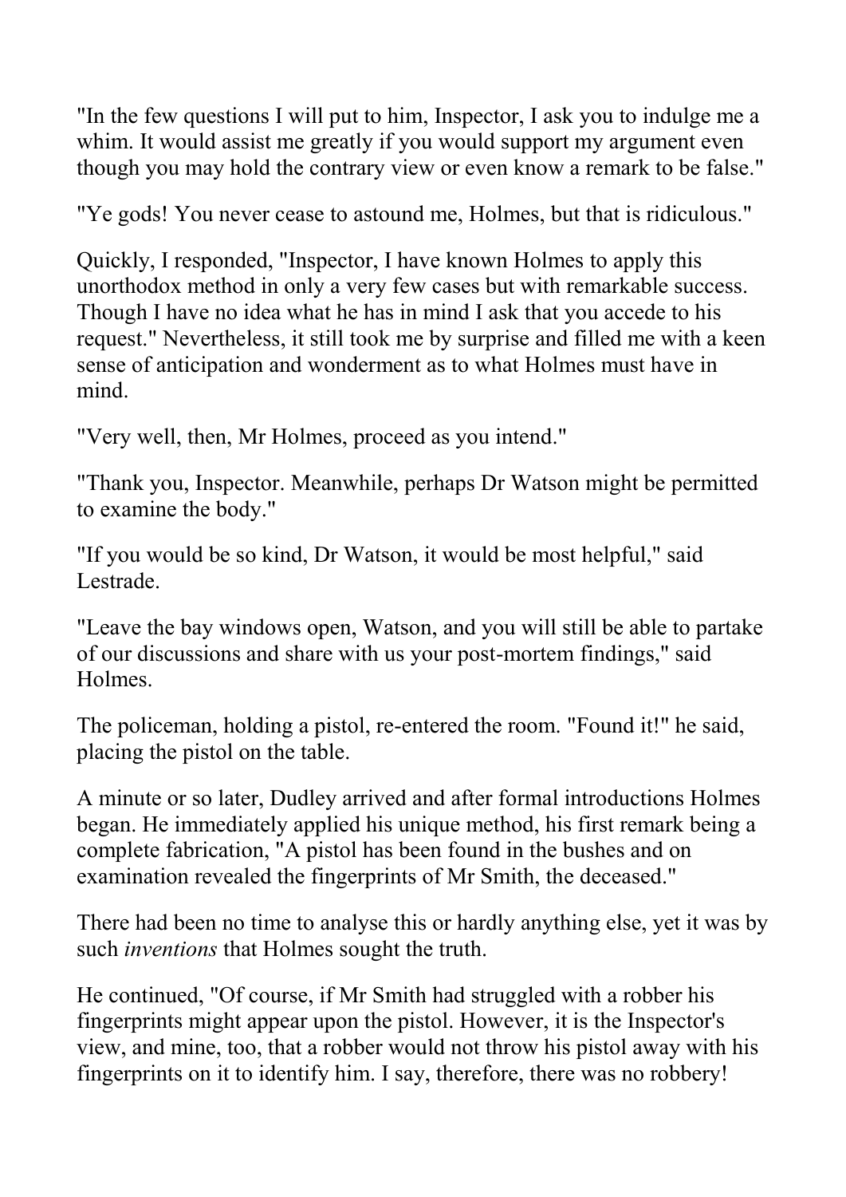"In the few questions I will put to him, Inspector, I ask you to indulge me a whim. It would assist me greatly if you would support my argument even though you may hold the contrary view or even know a remark to be false."

"Ye gods! You never cease to astound me, Holmes, but that is ridiculous."

Quickly, I responded, "Inspector, I have known Holmes to apply this unorthodox method in only a very few cases but with remarkable success. Though I have no idea what he has in mind I ask that you accede to his request." Nevertheless, it still took me by surprise and filled me with a keen sense of anticipation and wonderment as to what Holmes must have in mind.

"Very well, then, Mr Holmes, proceed as you intend."

"Thank you, Inspector. Meanwhile, perhaps Dr Watson might be permitted to examine the body."

"If you would be so kind, Dr Watson, it would be most helpful," said Lestrade.

"Leave the bay windows open, Watson, and you will still be able to partake of our discussions and share with us your post-mortem findings," said Holmes.

The policeman, holding a pistol, re-entered the room. "Found it!" he said, placing the pistol on the table.

A minute or so later, Dudley arrived and after formal introductions Holmes began. He immediately applied his unique method, his first remark being a complete fabrication, "A pistol has been found in the bushes and on examination revealed the fingerprints of Mr Smith, the deceased."

There had been no time to analyse this or hardly anything else, yet it was by such *inventions* that Holmes sought the truth.

He continued, "Of course, if Mr Smith had struggled with a robber his fingerprints might appear upon the pistol. However, it is the Inspector's view, and mine, too, that a robber would not throw his pistol away with his fingerprints on it to identify him. I say, therefore, there was no robbery!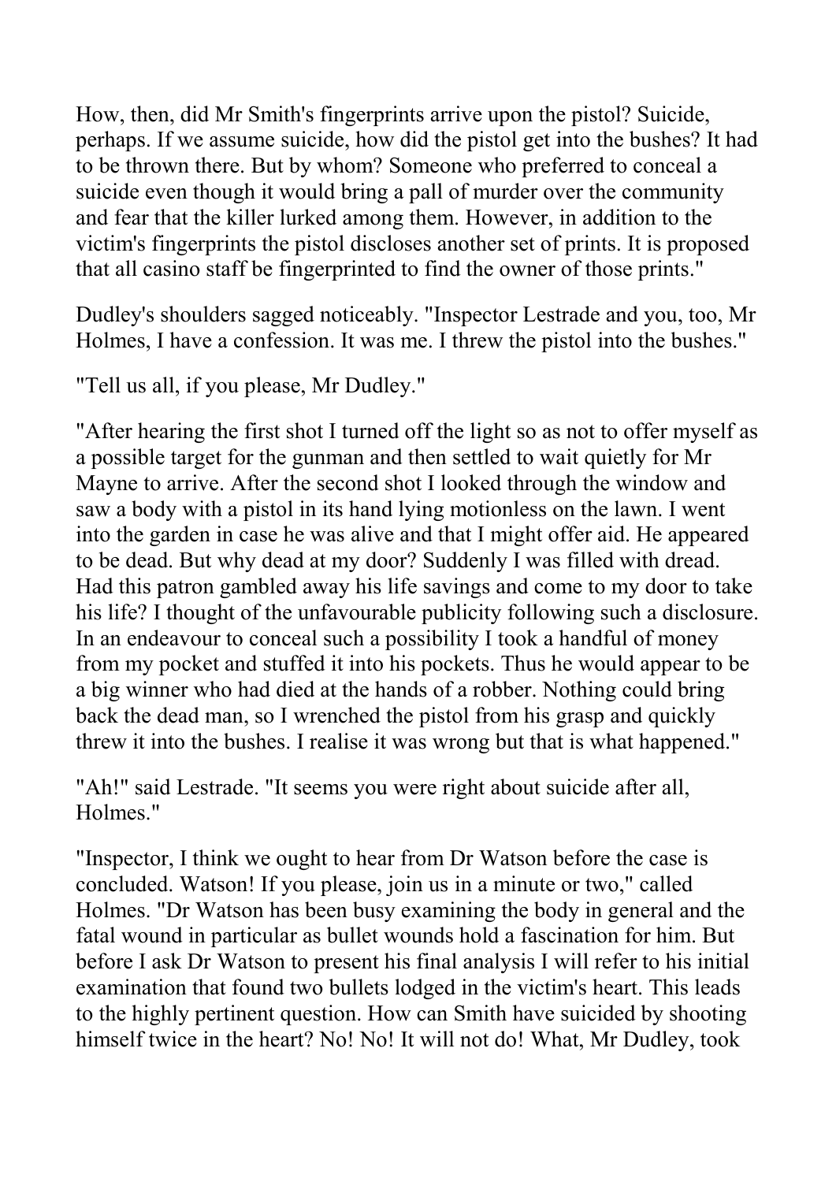How, then, did Mr Smith's fingerprints arrive upon the pistol? Suicide, perhaps. If we assume suicide, how did the pistol get into the bushes? It had to be thrown there. But by whom? Someone who preferred to conceal a suicide even though it would bring a pall of murder over the community and fear that the killer lurked among them. However, in addition to the victim's fingerprints the pistol discloses another set of prints. It is proposed that all casino staff be fingerprinted to find the owner of those prints."

Dudley's shoulders sagged noticeably. "Inspector Lestrade and you, too, Mr Holmes, I have a confession. It was me. I threw the pistol into the bushes."

"Tell us all, if you please, Mr Dudley."

"After hearing the first shot I turned off the light so as not to offer myself as a possible target for the gunman and then settled to wait quietly for Mr Mayne to arrive. After the second shot I looked through the window and saw a body with a pistol in its hand lying motionless on the lawn. I went into the garden in case he was alive and that I might offer aid. He appeared to be dead. But why dead at my door? Suddenly I was filled with dread. Had this patron gambled away his life savings and come to my door to take his life? I thought of the unfavourable publicity following such a disclosure. In an endeavour to conceal such a possibility I took a handful of money from my pocket and stuffed it into his pockets. Thus he would appear to be a big winner who had died at the hands of a robber. Nothing could bring back the dead man, so I wrenched the pistol from his grasp and quickly threw it into the bushes. I realise it was wrong but that is what happened."

"Ah!" said Lestrade. "It seems you were right about suicide after all, Holmes."

"Inspector, I think we ought to hear from Dr Watson before the case is concluded. Watson! If you please, join us in a minute or two," called Holmes. "Dr Watson has been busy examining the body in general and the fatal wound in particular as bullet wounds hold a fascination for him. But before I ask Dr Watson to present his final analysis I will refer to his initial examination that found two bullets lodged in the victim's heart. This leads to the highly pertinent question. How can Smith have suicided by shooting himself twice in the heart? No! No! It will not do! What, Mr Dudley, took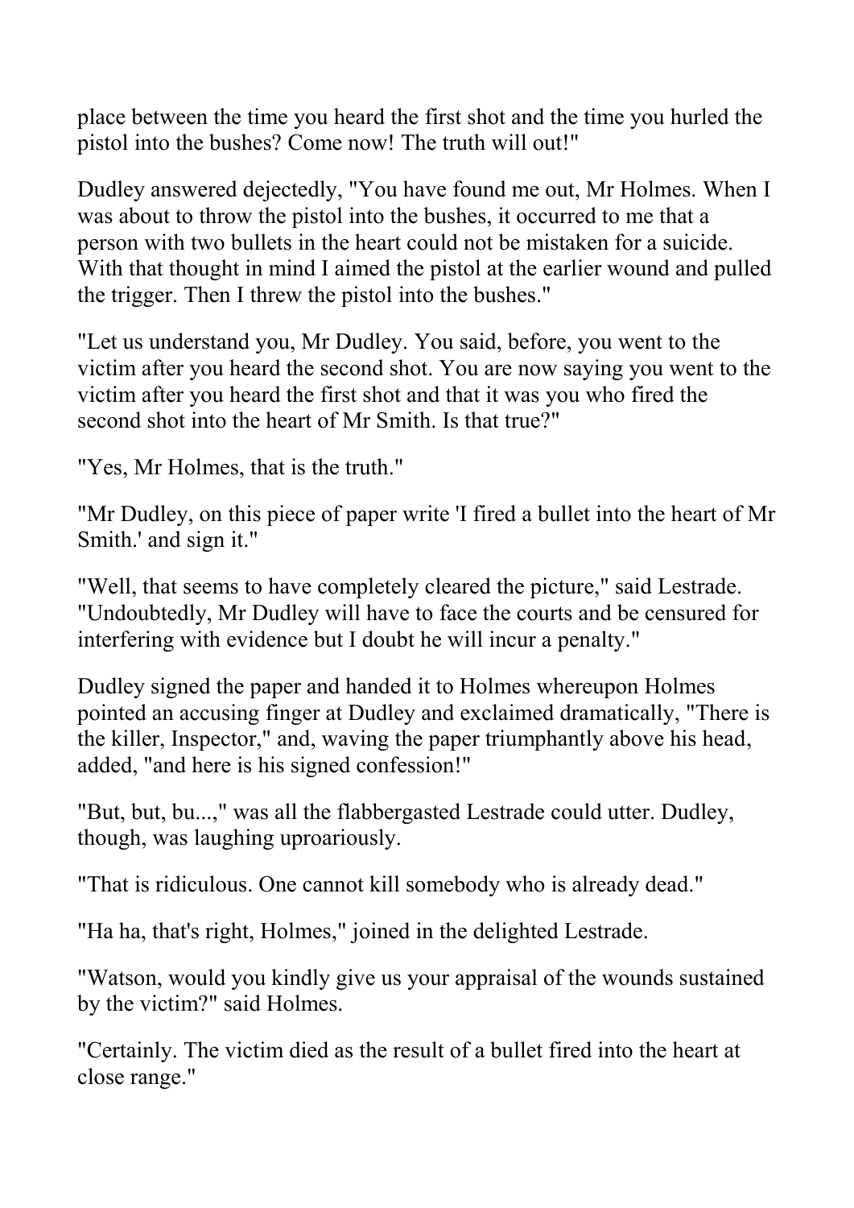place between the time you heard the first shot and the time you hurled the pistol into the bushes? Come now! The truth will out!"

Dudley answered dejectedly, "You have found me out, Mr Holmes. When I was about to throw the pistol into the bushes, it occurred to me that a person with two bullets in the heart could not be mistaken for a suicide. With that thought in mind I aimed the pistol at the earlier wound and pulled the trigger. Then I threw the pistol into the bushes."

"Let us understand you, Mr Dudley. You said, before, you went to the victim after you heard the second shot. You are now saying you went to the victim after you heard the first shot and that it was you who fired the second shot into the heart of Mr Smith. Is that true?"

"Yes, Mr Holmes, that is the truth."

"Mr Dudley, on this piece of paper write 'I fired a bullet into the heart of Mr Smith.' and sign it."

"Well, that seems to have completely cleared the picture," said Lestrade. "Undoubtedly, Mr Dudley will have to face the courts and be censured for interfering with evidence but I doubt he will incur a penalty."

Dudley signed the paper and handed it to Holmes whereupon Holmes pointed an accusing finger at Dudley and exclaimed dramatically, "There is the killer, Inspector," and, waving the paper triumphantly above his head, added, "and here is his signed confession!"

"But, but, bu...," was all the flabbergasted Lestrade could utter. Dudley, though, was laughing uproariously.

"That is ridiculous. One cannot kill somebody who is already dead."

"Ha ha, that's right, Holmes," joined in the delighted Lestrade.

"Watson, would you kindly give us your appraisal of the wounds sustained by the victim?" said Holmes.

"Certainly. The victim died as the result of a bullet fired into the heart at close range."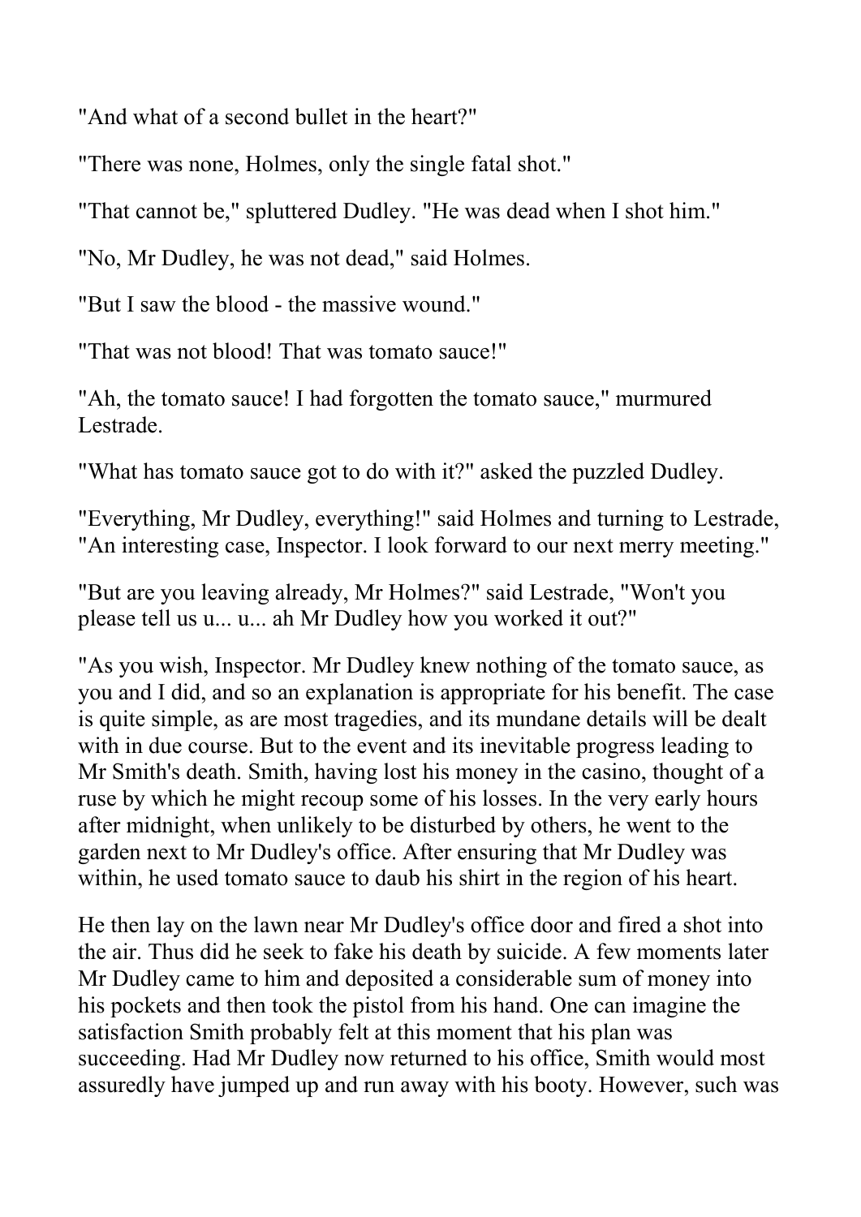"And what of a second bullet in the heart?"

"There was none, Holmes, only the single fatal shot."

"That cannot be," spluttered Dudley. "He was dead when I shot him."

"No, Mr Dudley, he was not dead," said Holmes.

"But I saw the blood - the massive wound."

"That was not blood! That was tomato sauce!"

"Ah, the tomato sauce! I had forgotten the tomato sauce," murmured Lestrade.

"What has tomato sauce got to do with it?" asked the puzzled Dudley.

"Everything, Mr Dudley, everything!" said Holmes and turning to Lestrade, "An interesting case, Inspector. I look forward to our next merry meeting."

"But are you leaving already, Mr Holmes?" said Lestrade, "Won't you please tell us u... u... ah Mr Dudley how you worked it out?"

"As you wish, Inspector. Mr Dudley knew nothing of the tomato sauce, as you and I did, and so an explanation is appropriate for his benefit. The case is quite simple, as are most tragedies, and its mundane details will be dealt with in due course. But to the event and its inevitable progress leading to Mr Smith's death. Smith, having lost his money in the casino, thought of a ruse by which he might recoup some of his losses. In the very early hours after midnight, when unlikely to be disturbed by others, he went to the garden next to Mr Dudley's office. After ensuring that Mr Dudley was within, he used tomato sauce to daub his shirt in the region of his heart.

He then lay on the lawn near Mr Dudley's office door and fired a shot into the air. Thus did he seek to fake his death by suicide. A few moments later Mr Dudley came to him and deposited a considerable sum of money into his pockets and then took the pistol from his hand. One can imagine the satisfaction Smith probably felt at this moment that his plan was succeeding. Had Mr Dudley now returned to his office, Smith would most assuredly have jumped up and run away with his booty. However, such was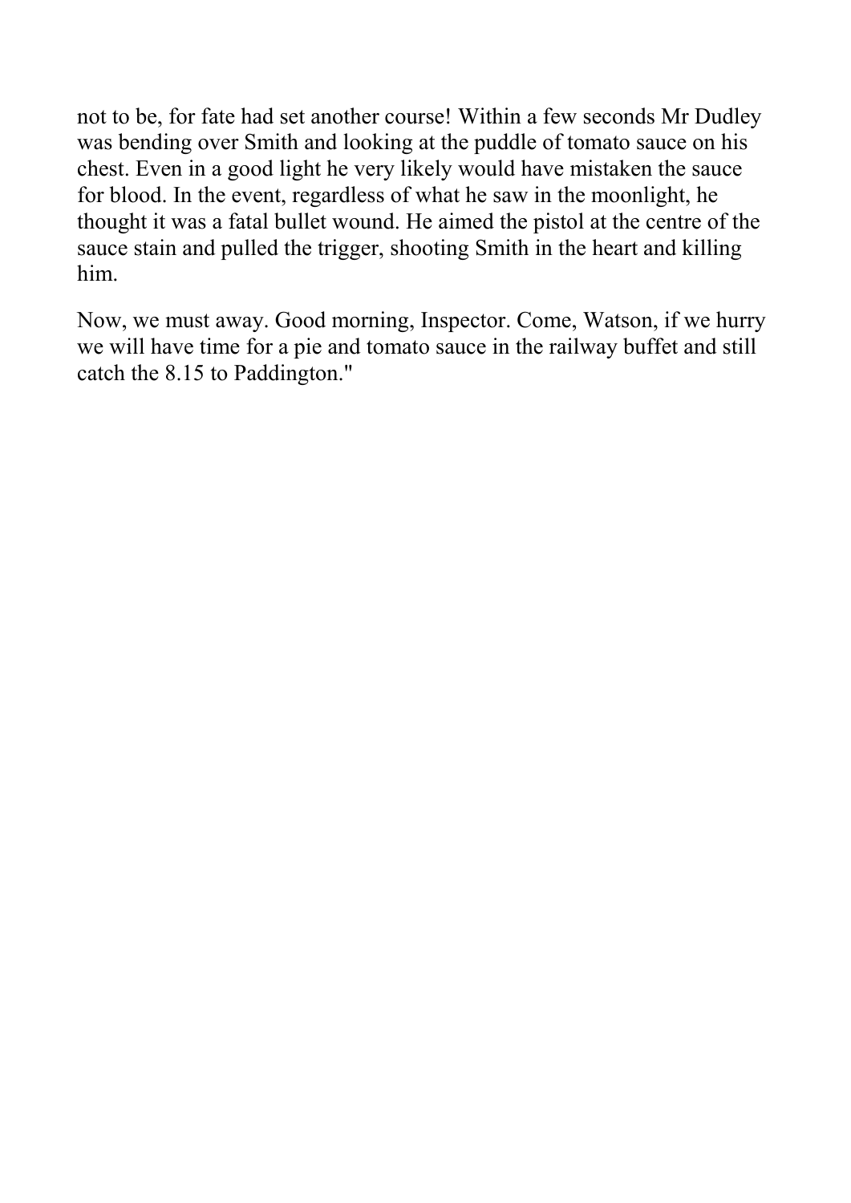not to be, for fate had set another course! Within a few seconds Mr Dudley was bending over Smith and looking at the puddle of tomato sauce on his chest. Even in a good light he very likely would have mistaken the sauce for blood. In the event, regardless of what he saw in the moonlight, he thought it was a fatal bullet wound. He aimed the pistol at the centre of the sauce stain and pulled the trigger, shooting Smith in the heart and killing him.

Now, we must away. Good morning, Inspector. Come, Watson, if we hurry we will have time for a pie and tomato sauce in the railway buffet and still catch the 8.15 to Paddington."